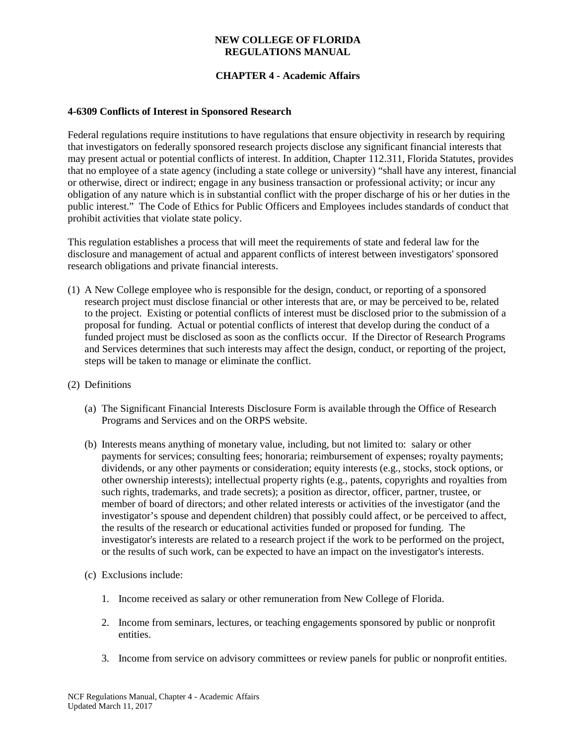# NEW COLLEGE OF FLORIDA
# REGULATIONS MANUAL

## CHAPTER 4 - Academic Affairs

### 4-6309 Conflicts of Interest in Sponsored Research

Federal regulations require institutions to have regulations that ensure objectivity in research by requiring that investigators on federally sponsored research projects disclose any significant financial interests that may present actual or potential conflicts of interest. In addition, Chapter 112.311, Florida Statutes, provides that no employee of a state agency (including a state college or university) "shall have any interest, financial or otherwise, direct or indirect; engage in any business transaction or professional activity; or incur any obligation of any nature which is in substantial conflict with the proper discharge of his or her duties in the public interest." The Code of Ethics for Public Officers and Employees includes standards of conduct that prohibit activities that violate state policy.

This regulation establishes a process that will meet the requirements of state and federal law for the disclosure and management of actual and apparent conflicts of interest between investigators' sponsored research obligations and private financial interests.

(1) A New College employee who is responsible for the design, conduct, or reporting of a sponsored research project must disclose financial or other interests that are, or may be perceived to be, related to the project. Existing or potential conflicts of interest must be disclosed prior to the submission of a proposal for funding. Actual or potential conflicts of interest that develop during the conduct of a funded project must be disclosed as soon as the conflicts occur. If the Director of Research Programs and Services determines that such interests may affect the design, conduct, or reporting of the project, steps will be taken to manage or eliminate the conflict.

(2) Definitions

   (a) The Significant Financial Interests Disclosure Form is available through the Office of Research Programs and Services and on the ORPS website.

   (b) Interests means anything of monetary value, including, but not limited to: salary or other payments for services; consulting fees; honoraria; reimbursement of expenses; royalty payments; dividends, or any other payments or consideration; equity interests (e.g., stocks, stock options, or other ownership interests); intellectual property rights (e.g., patents, copyrights and royalties from such rights, trademarks, and trade secrets); a position as director, officer, partner, trustee, or member of board of directors; and other related interests or activities of the investigator (and the investigator's spouse and dependent children) that possibly could affect, or be perceived to affect, the results of the research or educational activities funded or proposed for funding. The investigator's interests are related to a research project if the work to be performed on the project, or the results of such work, can be expected to have an impact on the investigator's interests.

   (c) Exclusions include:

      1. Income received as salary or other remuneration from New College of Florida.

      2. Income from seminars, lectures, or teaching engagements sponsored by public or nonprofit entities.

      3. Income from service on advisory committees or review panels for public or nonprofit entities.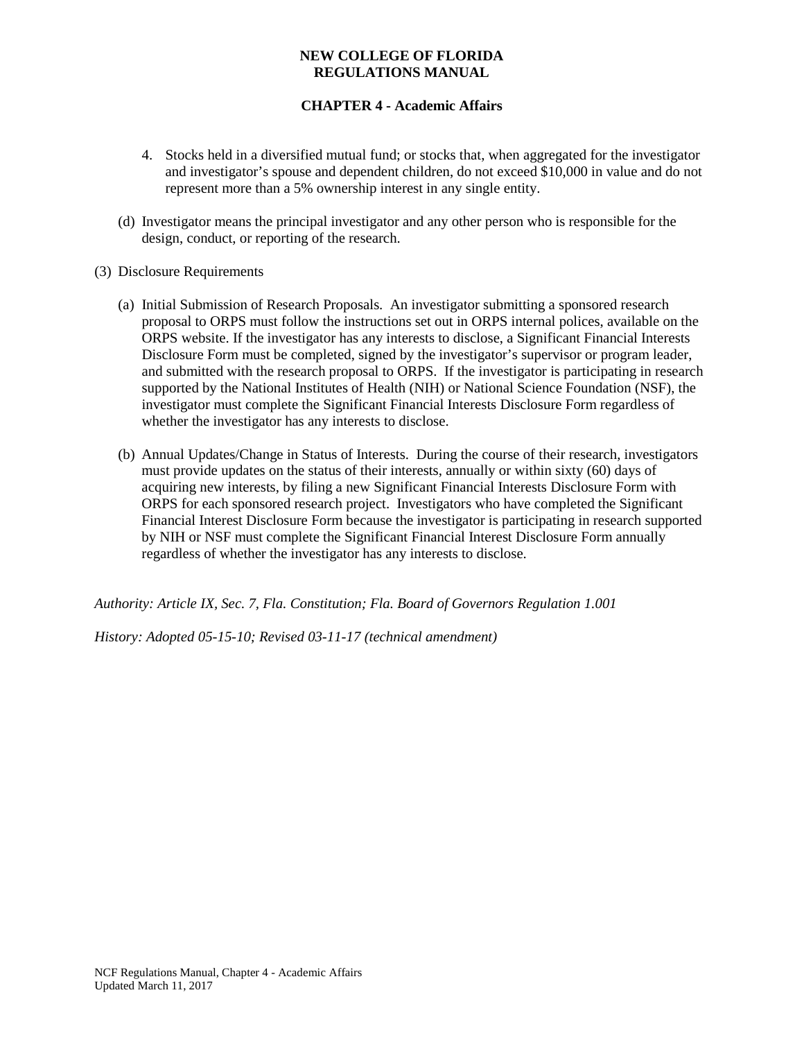4. Stocks held in a diversified mutual fund; or stocks that, when aggregated for the investigator and investigator's spouse and dependent children, do not exceed $10,000 in value and do not represent more than a 5% ownership interest in any single entity.

(d) Investigator means the principal investigator and any other person who is responsible for the design, conduct, or reporting of the research.

(3) Disclosure Requirements

(a) Initial Submission of Research Proposals. An investigator submitting a sponsored research proposal to ORPS must follow the instructions set out in ORPS internal polices, available on the ORPS website. If the investigator has any interests to disclose, a Significant Financial Interests Disclosure Form must be completed, signed by the investigator's supervisor or program leader, and submitted with the research proposal to ORPS. If the investigator is participating in research supported by the National Institutes of Health (NIH) or National Science Foundation (NSF), the investigator must complete the Significant Financial Interests Disclosure Form regardless of whether the investigator has any interests to disclose.

(b) Annual Updates/Change in Status of Interests. During the course of their research, investigators must provide updates on the status of their interests, annually or within sixty (60) days of acquiring new interests, by filing a new Significant Financial Interests Disclosure Form with ORPS for each sponsored research project. Investigators who have completed the Significant Financial Interest Disclosure Form because the investigator is participating in research supported by NIH or NSF must complete the Significant Financial Interest Disclosure Form annually regardless of whether the investigator has any interests to disclose.

*Authority: Article IX, Sec. 7, Fla. Constitution; Fla. Board of Governors Regulation 1.001*

*History: Adopted 05-15-10; Revised 03-11-17 (technical amendment)*